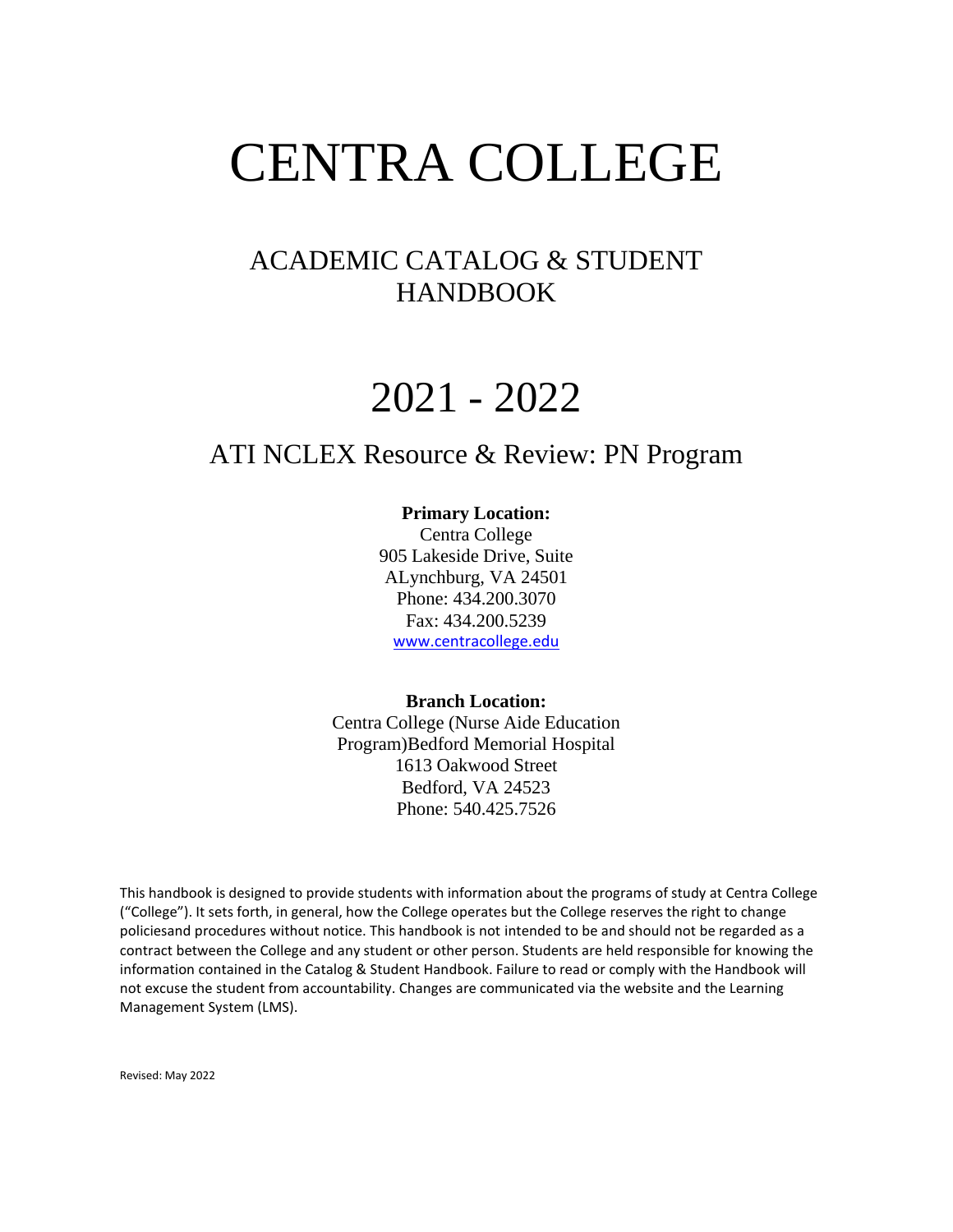# CENTRA COLLEGE

## ACADEMIC CATALOG & STUDENT HANDBOOK

# 2021 - 2022

## ATI NCLEX Resource & Review: PN Program

**Primary Location:**
Centra College
905 Lakeside Drive, Suite
ALynchburg, VA 24501
Phone: 434.200.3070
Fax: 434.200.5239
www.centracollege.edu

**Branch Location:**
Centra College (Nurse Aide Education Program)Bedford Memorial Hospital
1613 Oakwood Street
Bedford, VA 24523
Phone: 540.425.7526

This handbook is designed to provide students with information about the programs of study at Centra College ("College"). It sets forth, in general, how the College operates but the College reserves the right to change policiesand procedures without notice. This handbook is not intended to be and should not be regarded as a contract between the College and any student or other person. Students are held responsible for knowing the information contained in the Catalog & Student Handbook. Failure to read or comply with the Handbook will not excuse the student from accountability. Changes are communicated via the website and the Learning Management System (LMS).

Revised: May 2022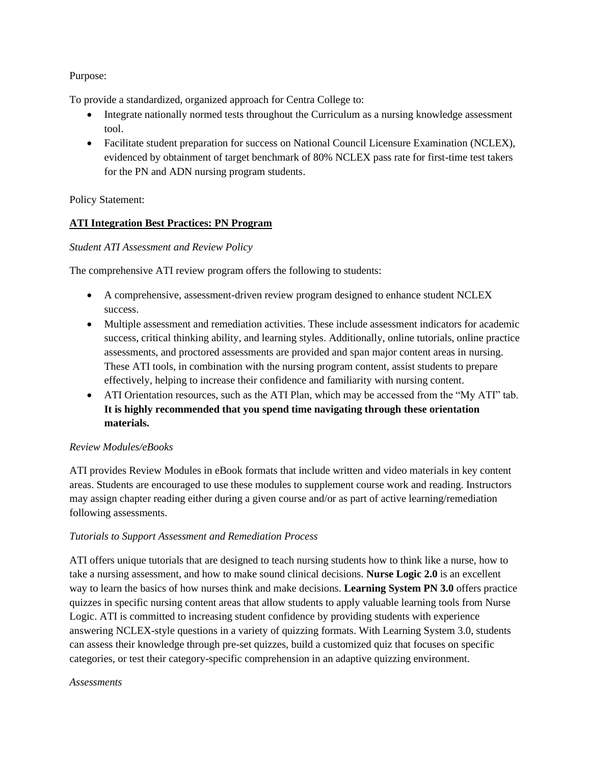Purpose:

To provide a standardized, organized approach for Centra College to:

- Integrate nationally normed tests throughout the Curriculum as a nursing knowledge assessment tool.
- Facilitate student preparation for success on National Council Licensure Examination (NCLEX), evidenced by obtainment of target benchmark of 80% NCLEX pass rate for first-time test takers for the PN and ADN nursing program students.

Policy Statement:

**ATI Integration Best Practices: PN Program**

*Student ATI Assessment and Review Policy*

The comprehensive ATI review program offers the following to students:

- A comprehensive, assessment-driven review program designed to enhance student NCLEX success.
- Multiple assessment and remediation activities. These include assessment indicators for academic success, critical thinking ability, and learning styles. Additionally, online tutorials, online practice assessments, and proctored assessments are provided and span major content areas in nursing. These ATI tools, in combination with the nursing program content, assist students to prepare effectively, helping to increase their confidence and familiarity with nursing content.
- ATI Orientation resources, such as the ATI Plan, which may be accessed from the "My ATI" tab. **It is highly recommended that you spend time navigating through these orientation materials.**

*Review Modules/eBooks*

ATI provides Review Modules in eBook formats that include written and video materials in key content areas. Students are encouraged to use these modules to supplement course work and reading. Instructors may assign chapter reading either during a given course and/or as part of active learning/remediation following assessments.

*Tutorials to Support Assessment and Remediation Process*

ATI offers unique tutorials that are designed to teach nursing students how to think like a nurse, how to take a nursing assessment, and how to make sound clinical decisions. **Nurse Logic 2.0** is an excellent way to learn the basics of how nurses think and make decisions. **Learning System PN 3.0** offers practice quizzes in specific nursing content areas that allow students to apply valuable learning tools from Nurse Logic. ATI is committed to increasing student confidence by providing students with experience answering NCLEX-style questions in a variety of quizzing formats. With Learning System 3.0, students can assess their knowledge through pre-set quizzes, build a customized quiz that focuses on specific categories, or test their category-specific comprehension in an adaptive quizzing environment.

*Assessments*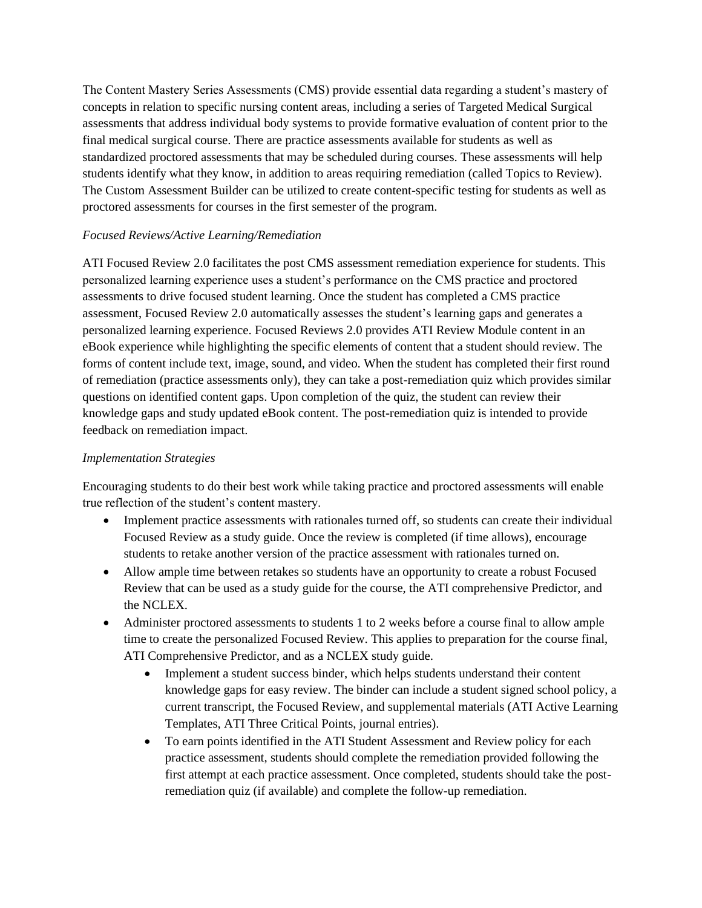The Content Mastery Series Assessments (CMS) provide essential data regarding a student's mastery of concepts in relation to specific nursing content areas, including a series of Targeted Medical Surgical assessments that address individual body systems to provide formative evaluation of content prior to the final medical surgical course. There are practice assessments available for students as well as standardized proctored assessments that may be scheduled during courses. These assessments will help students identify what they know, in addition to areas requiring remediation (called Topics to Review). The Custom Assessment Builder can be utilized to create content-specific testing for students as well as proctored assessments for courses in the first semester of the program.

*Focused Reviews/Active Learning/Remediation*

ATI Focused Review 2.0 facilitates the post CMS assessment remediation experience for students. This personalized learning experience uses a student's performance on the CMS practice and proctored assessments to drive focused student learning. Once the student has completed a CMS practice assessment, Focused Review 2.0 automatically assesses the student's learning gaps and generates a personalized learning experience. Focused Reviews 2.0 provides ATI Review Module content in an eBook experience while highlighting the specific elements of content that a student should review. The forms of content include text, image, sound, and video. When the student has completed their first round of remediation (practice assessments only), they can take a post-remediation quiz which provides similar questions on identified content gaps. Upon completion of the quiz, the student can review their knowledge gaps and study updated eBook content. The post-remediation quiz is intended to provide feedback on remediation impact.

*Implementation Strategies*

Encouraging students to do their best work while taking practice and proctored assessments will enable true reflection of the student's content mastery.

- Implement practice assessments with rationales turned off, so students can create their individual Focused Review as a study guide. Once the review is completed (if time allows), encourage students to retake another version of the practice assessment with rationales turned on.
- Allow ample time between retakes so students have an opportunity to create a robust Focused Review that can be used as a study guide for the course, the ATI comprehensive Predictor, and the NCLEX.
- Administer proctored assessments to students 1 to 2 weeks before a course final to allow ample time to create the personalized Focused Review. This applies to preparation for the course final, ATI Comprehensive Predictor, and as a NCLEX study guide.
    - Implement a student success binder, which helps students understand their content knowledge gaps for easy review. The binder can include a student signed school policy, a current transcript, the Focused Review, and supplemental materials (ATI Active Learning Templates, ATI Three Critical Points, journal entries).
    - To earn points identified in the ATI Student Assessment and Review policy for each practice assessment, students should complete the remediation provided following the first attempt at each practice assessment. Once completed, students should take the post-remediation quiz (if available) and complete the follow-up remediation.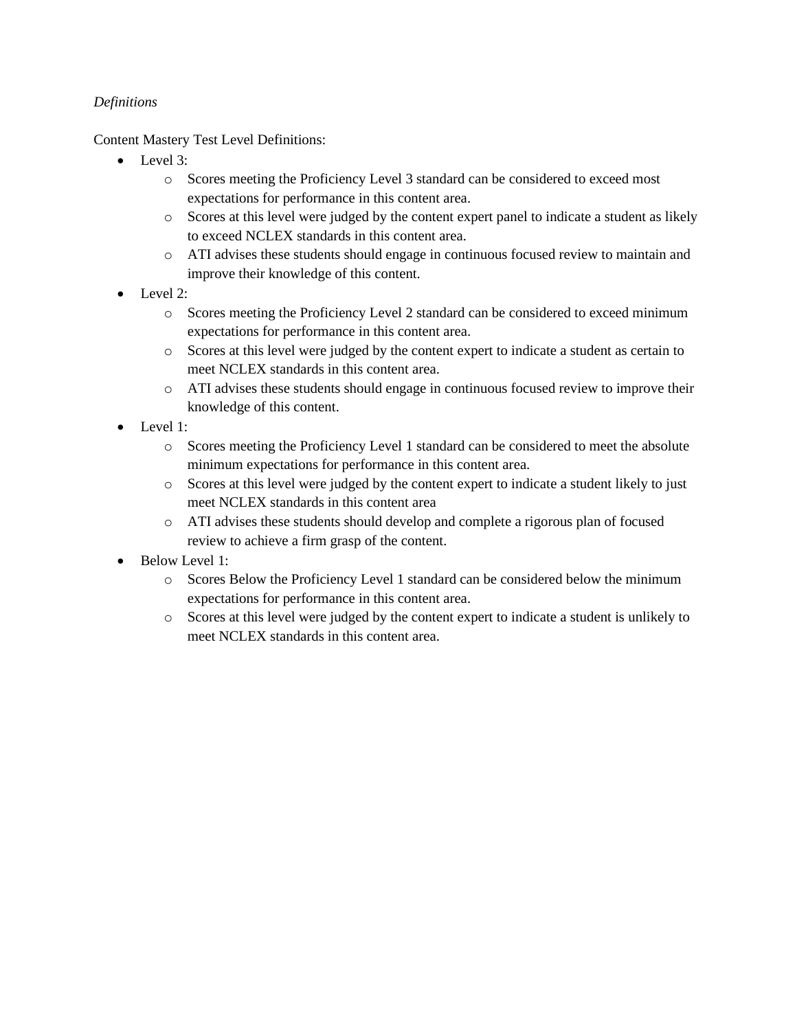*Definitions*

Content Mastery Test Level Definitions:

- Level 3:
    - Scores meeting the Proficiency Level 3 standard can be considered to exceed most expectations for performance in this content area.
    - Scores at this level were judged by the content expert panel to indicate a student as likely to exceed NCLEX standards in this content area.
    - ATI advises these students should engage in continuous focused review to maintain and improve their knowledge of this content.
- Level 2:
    - Scores meeting the Proficiency Level 2 standard can be considered to exceed minimum expectations for performance in this content area.
    - Scores at this level were judged by the content expert to indicate a student as certain to meet NCLEX standards in this content area.
    - ATI advises these students should engage in continuous focused review to improve their knowledge of this content.
- Level 1:
    - Scores meeting the Proficiency Level 1 standard can be considered to meet the absolute minimum expectations for performance in this content area.
    - Scores at this level were judged by the content expert to indicate a student likely to just meet NCLEX standards in this content area
    - ATI advises these students should develop and complete a rigorous plan of focused review to achieve a firm grasp of the content.
- Below Level 1:
    - Scores Below the Proficiency Level 1 standard can be considered below the minimum expectations for performance in this content area.
    - Scores at this level were judged by the content expert to indicate a student is unlikely to meet NCLEX standards in this content area.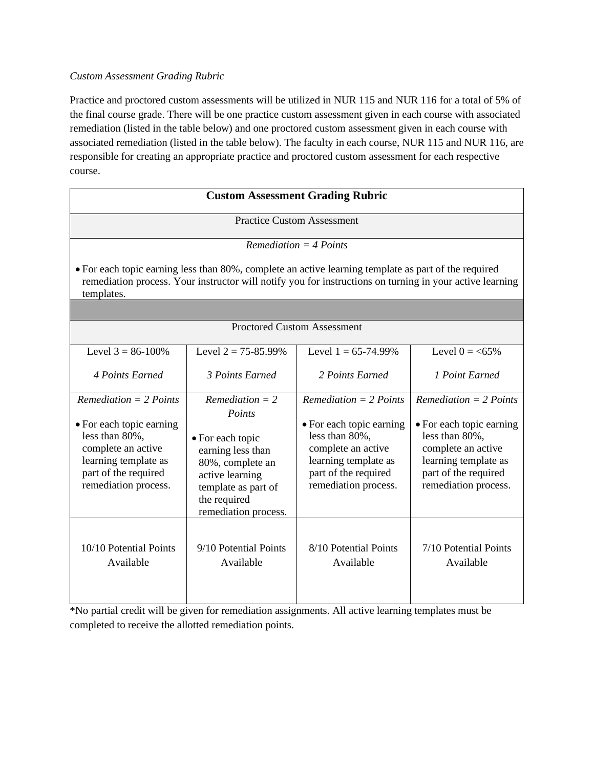*Custom Assessment Grading Rubric*

Practice and proctored custom assessments will be utilized in NUR 115 and NUR 116 for a total of 5% of the final course grade. There will be one practice custom assessment given in each course with associated remediation (listed in the table below) and one proctored custom assessment given in each course with associated remediation (listed in the table below). The faculty in each course, NUR 115 and NUR 116, are responsible for creating an appropriate practice and proctored custom assessment for each respective course.

| **Custom Assessment Grading Rubric** | | | |
|---|---|---|---|
| Practice Custom Assessment | | | |
| *Remediation = 4 Points*<br>• For each topic earning less than 80%, complete an active learning template as part of the required remediation process. Your instructor will notify you for instructions on turning in your active learning templates. | | | |
| | | | |
| Proctored Custom Assessment | | | |
| Level 3 = 86-100%<br>*4 Points Earned* | Level 2 = 75-85.99%<br>*3 Points Earned* | Level 1 = 65-74.99%<br>*2 Points Earned* | Level 0 = <65%<br>*1 Point Earned* |
| *Remediation = 2 Points*<br>• For each topic earning less than 80%, complete an active learning template as part of the required remediation process. | *Remediation = 2 Points*<br>• For each topic earning less than 80%, complete an active learning template as part of the required remediation process. | *Remediation = 2 Points*<br>• For each topic earning less than 80%, complete an active learning template as part of the required remediation process. | *Remediation = 2 Points*<br>• For each topic earning less than 80%, complete an active learning template as part of the required remediation process. |
| 10/10 Potential Points Available | 9/10 Potential Points Available | 8/10 Potential Points Available | 7/10 Potential Points Available |

*No partial credit will be given for remediation assignments. All active learning templates must be completed to receive the allotted remediation points.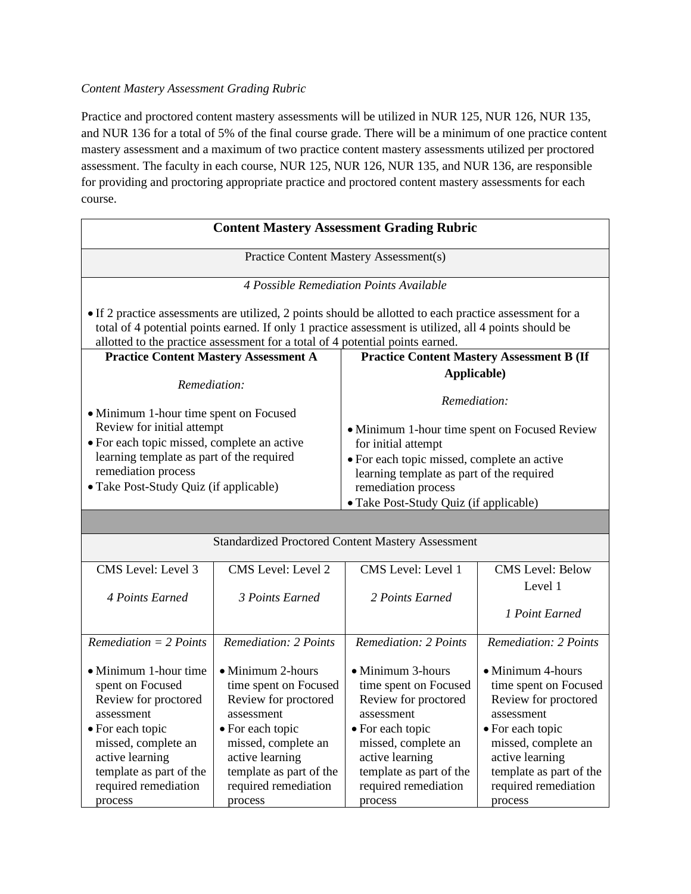*Content Mastery Assessment Grading Rubric*

Practice and proctored content mastery assessments will be utilized in NUR 125, NUR 126, NUR 135, and NUR 136 for a total of 5% of the final course grade. There will be a minimum of one practice content mastery assessment and a maximum of two practice content mastery assessments utilized per proctored assessment. The faculty in each course, NUR 125, NUR 126, NUR 135, and NUR 136, are responsible for providing and proctoring appropriate practice and proctored content mastery assessments for each course.

| **Content Mastery Assessment Grading Rubric** | | | |
|---|---|---|---|
| Practice Content Mastery Assessment(s) | | | |
| *4 Possible Remediation Points Available*<br><br>• If 2 practice assessments are utilized, 2 points should be allotted to each practice assessment for a total of 4 potential points earned. If only 1 practice assessment is utilized, all 4 points should be allotted to the practice assessment for a total of 4 potential points earned. | | | |
| **Practice Content Mastery Assessment A**<br><br>*Remediation:*<br><br>• Minimum 1-hour time spent on Focused Review for initial attempt<br>• For each topic missed, complete an active learning template as part of the required remediation process<br>• Take Post-Study Quiz (if applicable) | | **Practice Content Mastery Assessment B (If Applicable)**<br><br>*Remediation:*<br><br>• Minimum 1-hour time spent on Focused Review for initial attempt<br>• For each topic missed, complete an active learning template as part of the required remediation process<br>• Take Post-Study Quiz (if applicable) | |
| | | | |
| Standardized Proctored Content Mastery Assessment | | | |
| CMS Level: Level 3<br><br>*4 Points Earned* | CMS Level: Level 2<br><br>*3 Points Earned* | CMS Level: Level 1<br><br>*2 Points Earned* | CMS Level: Below Level 1<br><br>*1 Point Earned* |
| *Remediation = 2 Points*<br><br>• Minimum 1-hour time spent on Focused Review for proctored assessment<br>• For each topic missed, complete an active learning template as part of the required remediation process | *Remediation: 2 Points*<br><br>• Minimum 2-hours time spent on Focused Review for proctored assessment<br>• For each topic missed, complete an active learning template as part of the required remediation process | *Remediation: 2 Points*<br><br>• Minimum 3-hours time spent on Focused Review for proctored assessment<br>• For each topic missed, complete an active learning template as part of the required remediation process | *Remediation: 2 Points*<br><br>• Minimum 4-hours time spent on Focused Review for proctored assessment<br>• For each topic missed, complete an active learning template as part of the required remediation process |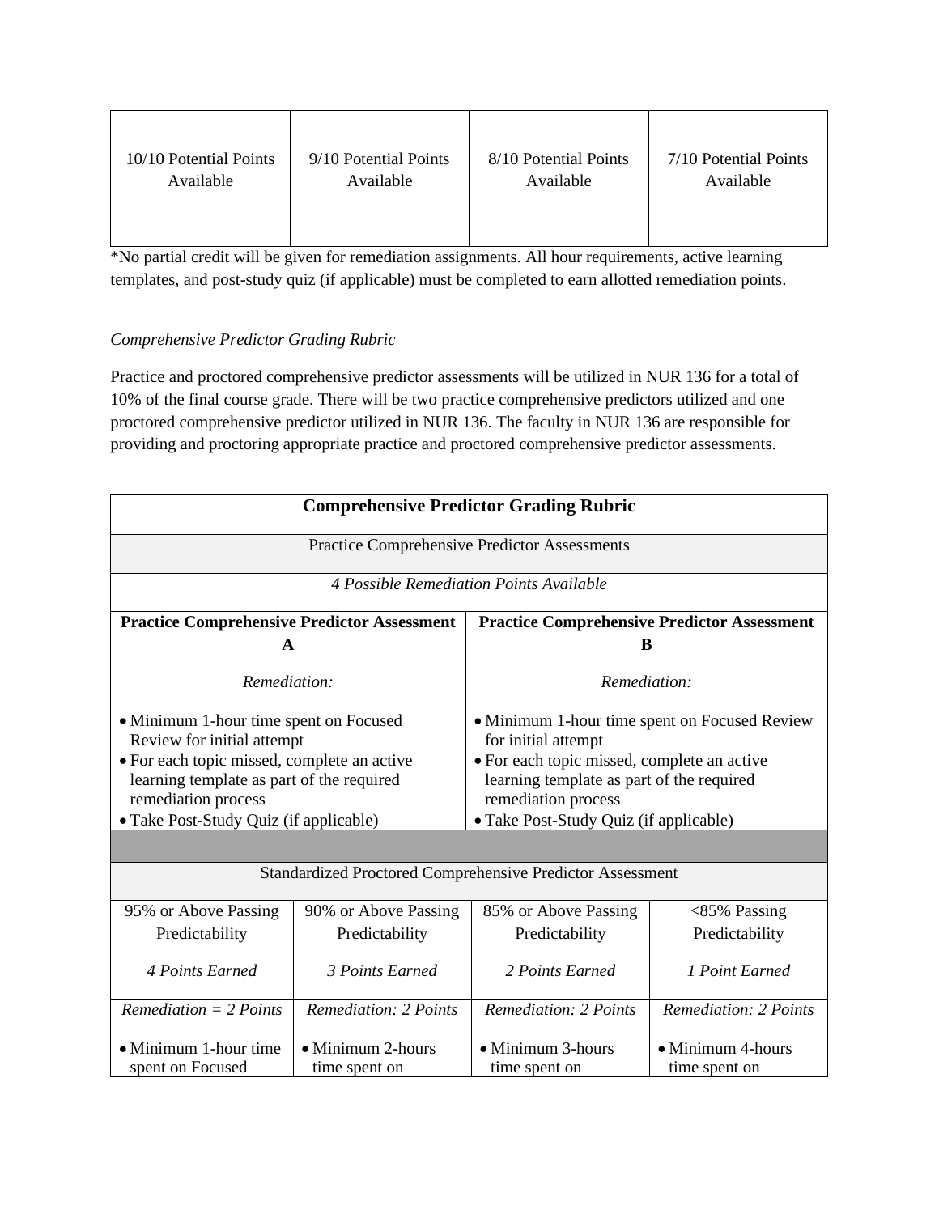| 10/10 Potential Points Available | 9/10 Potential Points Available | 8/10 Potential Points Available | 7/10 Potential Points Available |
|---|---|---|---|

*No partial credit will be given for remediation assignments. All hour requirements, active learning templates, and post-study quiz (if applicable) must be completed to earn allotted remediation points.

*Comprehensive Predictor Grading Rubric*

Practice and proctored comprehensive predictor assessments will be utilized in NUR 136 for a total of 10% of the final course grade. There will be two practice comprehensive predictors utilized and one proctored comprehensive predictor utilized in NUR 136. The faculty in NUR 136 are responsible for providing and proctoring appropriate practice and proctored comprehensive predictor assessments.

| **Comprehensive Predictor Grading Rubric** | | | |
|---|---|---|---|
| Practice Comprehensive Predictor Assessments | | | |
| *4 Possible Remediation Points Available* | | | |
| **Practice Comprehensive Predictor Assessment A**<br><br>*Remediation:*<br><br>• Minimum 1-hour time spent on Focused Review for initial attempt<br>• For each topic missed, complete an active learning template as part of the required remediation process<br>• Take Post-Study Quiz (if applicable) | | **Practice Comprehensive Predictor Assessment B**<br><br>*Remediation:*<br><br>• Minimum 1-hour time spent on Focused Review for initial attempt<br>• For each topic missed, complete an active learning template as part of the required remediation process<br>• Take Post-Study Quiz (if applicable) | |
| | | | |
| Standardized Proctored Comprehensive Predictor Assessment | | | |
| 95% or Above Passing Predictability<br><br>*4 Points Earned* | 90% or Above Passing Predictability<br><br>*3 Points Earned* | 85% or Above Passing Predictability<br><br>*2 Points Earned* | <85% Passing Predictability<br><br>*1 Point Earned* |
| *Remediation = 2 Points*<br><br>• Minimum 1-hour time spent on Focused | *Remediation: 2 Points*<br><br>• Minimum 2-hours time spent on | *Remediation: 2 Points*<br><br>• Minimum 3-hours time spent on | *Remediation: 2 Points*<br><br>• Minimum 4-hours time spent on |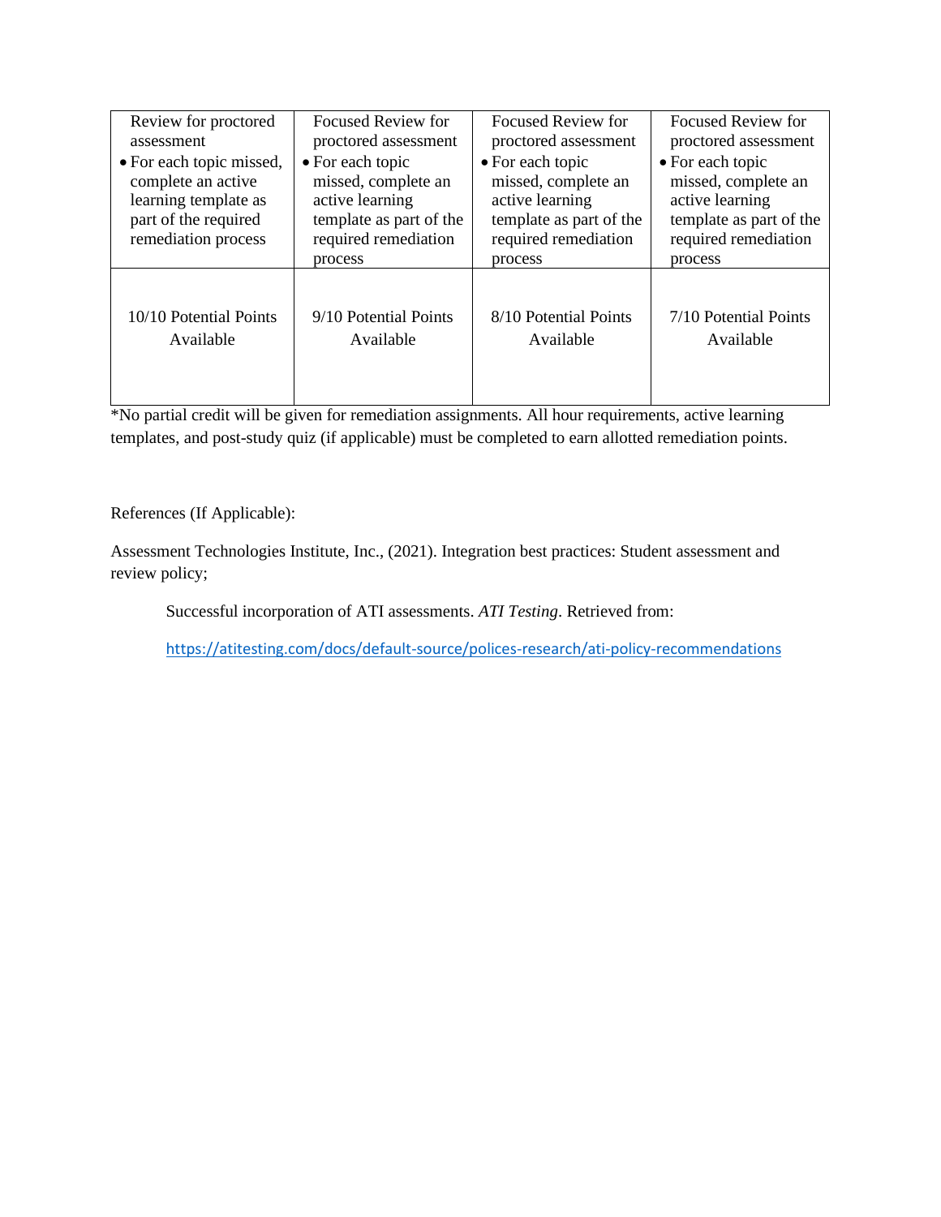| | | | |
|---|---|---|---|
| Review for proctored assessment<br>• For each topic missed, complete an active learning template as part of the required remediation process | Focused Review for proctored assessment<br>• For each topic missed, complete an active learning template as part of the required remediation process | Focused Review for proctored assessment<br>• For each topic missed, complete an active learning template as part of the required remediation process | Focused Review for proctored assessment<br>• For each topic missed, complete an active learning template as part of the required remediation process |
| 10/10 Potential Points Available | 9/10 Potential Points Available | 8/10 Potential Points Available | 7/10 Potential Points Available |

*No partial credit will be given for remediation assignments. All hour requirements, active learning templates, and post-study quiz (if applicable) must be completed to earn allotted remediation points.

References (If Applicable):

Assessment Technologies Institute, Inc., (2021). Integration best practices: Student assessment and review policy;

Successful incorporation of ATI assessments. *ATI Testing*. Retrieved from:

https://atitesting.com/docs/default-source/polices-research/ati-policy-recommendations